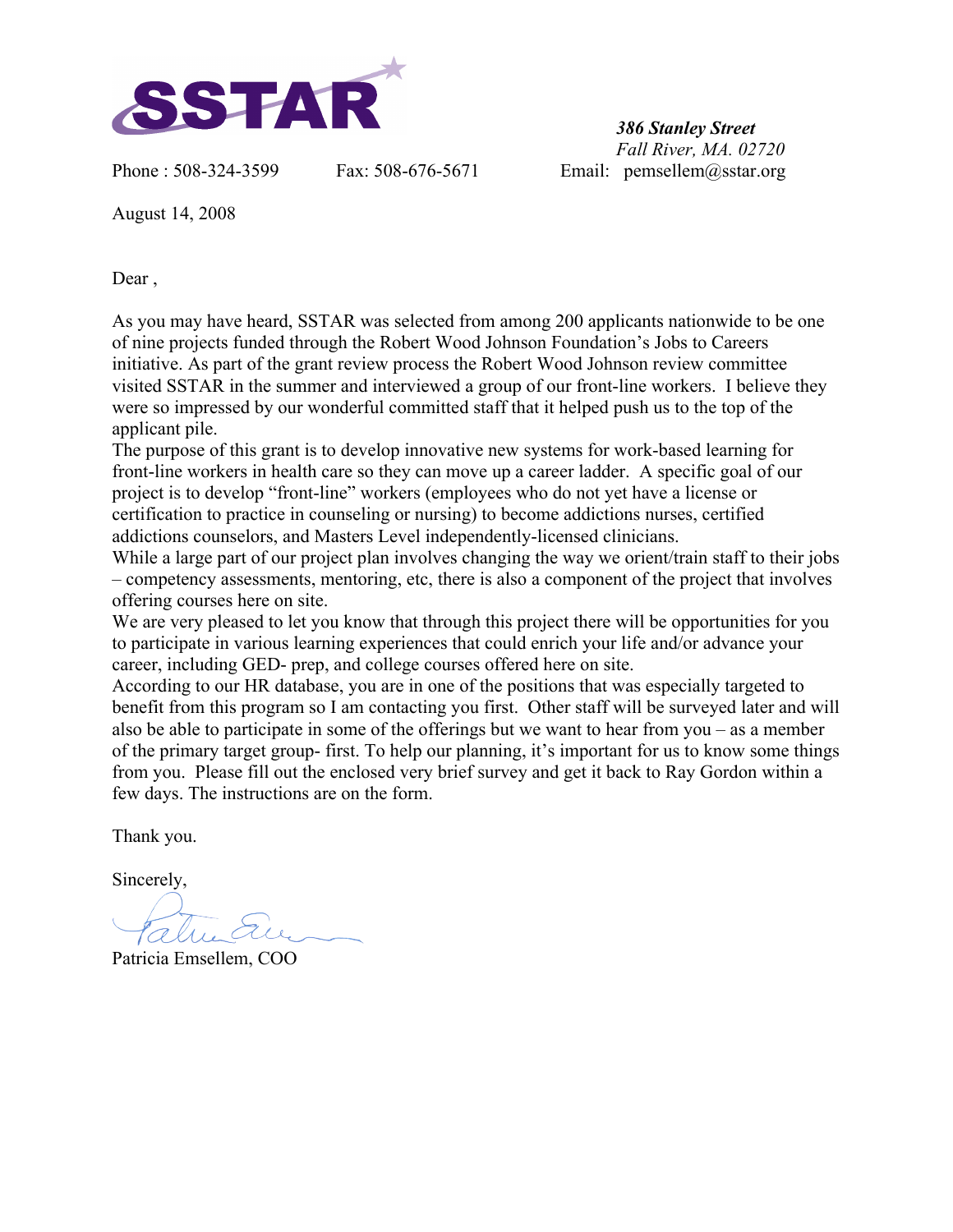# SSTAR

*386 Stanley Street*
*Fall River, MA. 02720*

Phone : 508-324-3599 Fax: 508-676-5671 Email: pemsellem@sstar.org

August 14, 2008

Dear ,

As you may have heard, SSTAR was selected from among 200 applicants nationwide to be one of nine projects funded through the Robert Wood Johnson Foundation's Jobs to Careers initiative. As part of the grant review process the Robert Wood Johnson review committee visited SSTAR in the summer and interviewed a group of our front-line workers. I believe they were so impressed by our wonderful committed staff that it helped push us to the top of the applicant pile.

The purpose of this grant is to develop innovative new systems for work-based learning for front-line workers in health care so they can move up a career ladder. A specific goal of our project is to develop "front-line" workers (employees who do not yet have a license or certification to practice in counseling or nursing) to become addictions nurses, certified addictions counselors, and Masters Level independently-licensed clinicians.

While a large part of our project plan involves changing the way we orient/train staff to their jobs – competency assessments, mentoring, etc, there is also a component of the project that involves offering courses here on site.

We are very pleased to let you know that through this project there will be opportunities for you to participate in various learning experiences that could enrich your life and/or advance your career, including GED- prep, and college courses offered here on site.

According to our HR database, you are in one of the positions that was especially targeted to benefit from this program so I am contacting you first. Other staff will be surveyed later and will also be able to participate in some of the offerings but we want to hear from you – as a member of the primary target group- first. To help our planning, it's important for us to know some things from you. Please fill out the enclosed very brief survey and get it back to Ray Gordon within a few days. The instructions are on the form.

Thank you.

Sincerely,

Patricia Emsellem, COO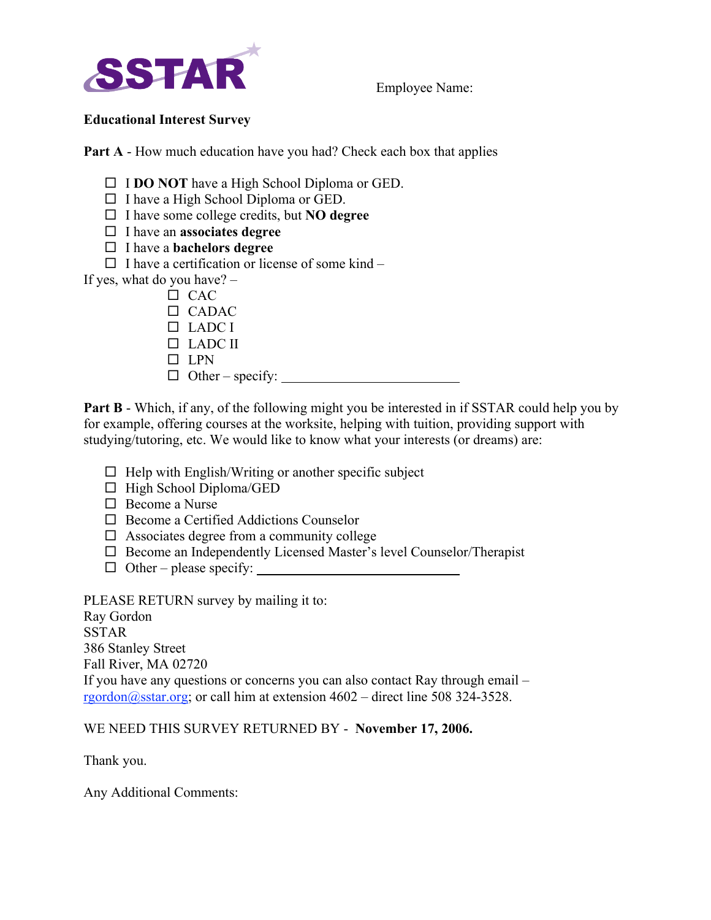SSTAR

Employee Name:

**Educational Interest Survey**

**Part A** - How much education have you had? Check each box that applies

- ☐ I **DO NOT** have a High School Diploma or GED.
- ☐ I have a High School Diploma or GED.
- ☐ I have some college credits, but **NO degree**
- ☐ I have an **associates degree**
- ☐ I have a **bachelors degree**
- ☐ I have a certification or license of some kind –

If yes, what do you have? –

- ☐ CAC
- ☐ CADAC
- ☐ LADC I
- ☐ LADC II
- ☐ LPN
- ☐ Other – specify: ______________________

**Part B** - Which, if any, of the following might you be interested in if SSTAR could help you by for example, offering courses at the worksite, helping with tuition, providing support with studying/tutoring, etc. We would like to know what your interests (or dreams) are:

- ☐ Help with English/Writing or another specific subject
- ☐ High School Diploma/GED
- ☐ Become a Nurse
- ☐ Become a Certified Addictions Counselor
- ☐ Associates degree from a community college
- ☐ Become an Independently Licensed Master's level Counselor/Therapist
- ☐ Other – please specify: ______________________

PLEASE RETURN survey by mailing it to:
Ray Gordon
SSTAR
386 Stanley Street
Fall River, MA 02720
If you have any questions or concerns you can also contact Ray through email – rgordon@sstar.org; or call him at extension 4602 – direct line 508 324-3528.

WE NEED THIS SURVEY RETURNED BY - **November 17, 2006.**

Thank you.

Any Additional Comments: